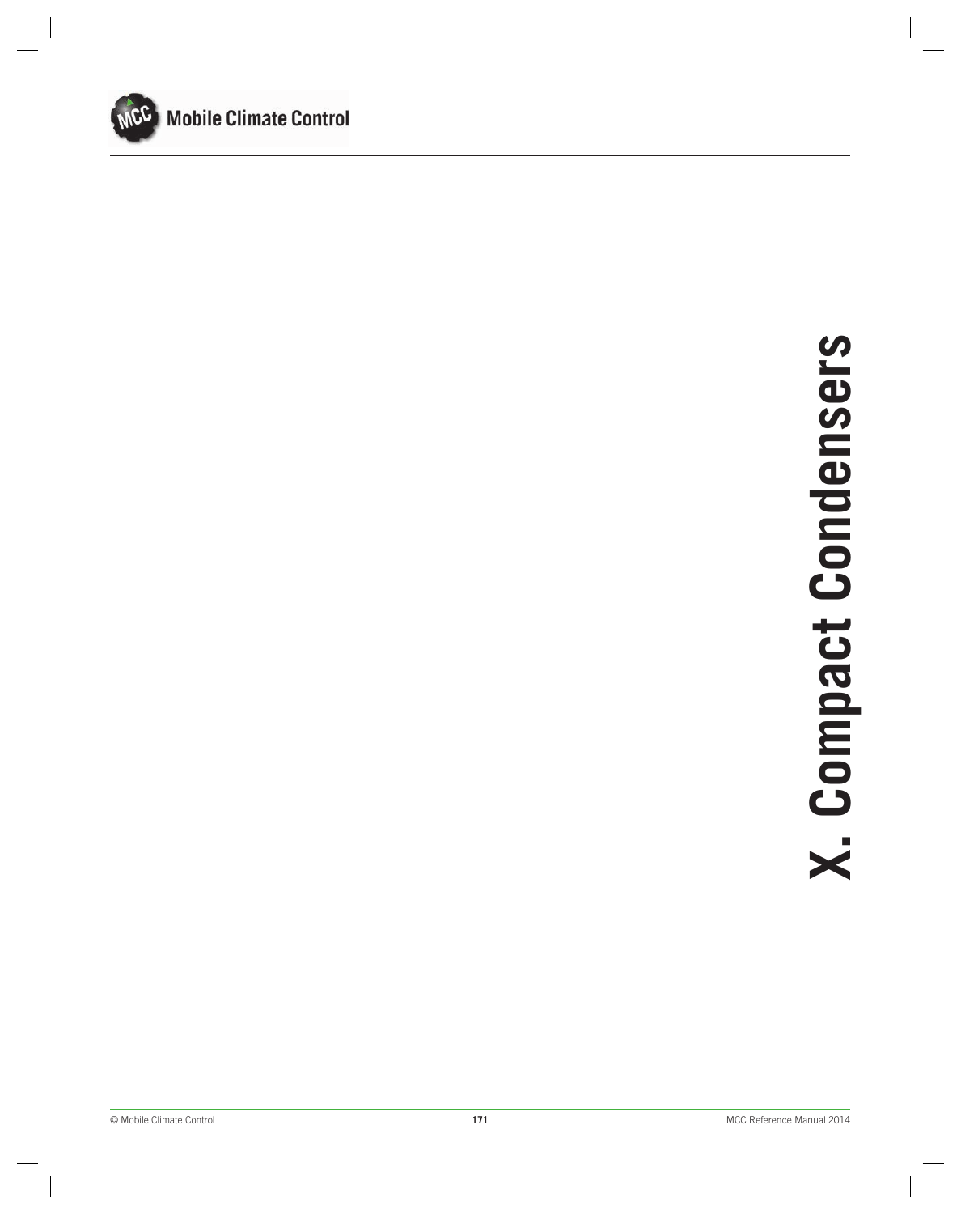# X. Compact Condensers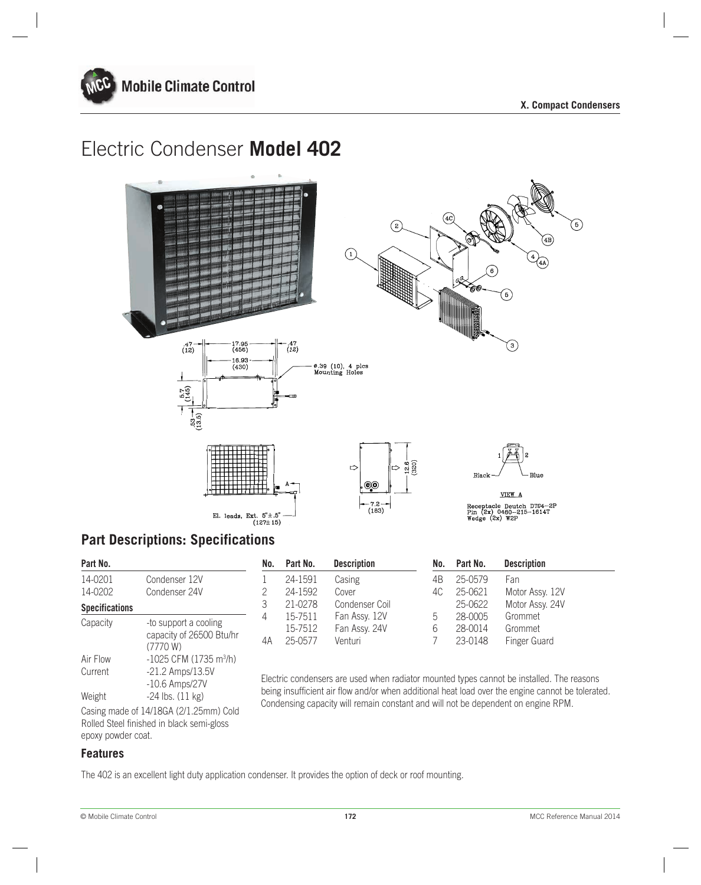X. Compact Condensers

# Electric Condenser **Model 402**

.47 (12) 17.95 (456) .47 (12)
16.93 (430)
Ø.39 (10), 4 plcs Mounting Holes
5.7 (145)
.53 (13.5)
El. leads, Ext. 5"±.5" (127±15)
7.2 (183)
12.6 (320)
Black Blue
VIEW A
Receptacle Deutch DT04–2P
Pin (2x) 0460–215–1614T
Wedge (2x) W2P

## Part Descriptions: Specifications

| Part No. | |
|---|---|
| 14-0201 | Condenser 12V |
| 14-0202 | Condenser 24V |

**Specifications**

| | |
|---|---|
| Capacity | -to support a cooling capacity of 26500 Btu/hr (7770 W) |
| Air Flow | -1025 CFM (1735 $m^3$/h) |
| Current | -21.2 Amps/13.5V<br>-10.6 Amps/27V |
| Weight | -24 lbs. (11 kg) |

Casing made of 14/18GA (2/1.25mm) Cold Rolled Steel finished in black semi-gloss epoxy powder coat.

| No. | Part No. | Description |
|---|---|---|
| 1 | 24-1591 | Casing |
| 2 | 24-1592 | Cover |
| 3 | 21-0278 | Condenser Coil |
| 4 | 15-7511 | Fan Assy. 12V |
| | 15-7512 | Fan Assy. 24V |
| 4A | 25-0577 | Venturi |
| 4B | 25-0579 | Fan |
| 4C | 25-0621 | Motor Assy. 12V |
| | 25-0622 | Motor Assy. 24V |
| 5 | 28-0005 | Grommet |
| 6 | 28-0014 | Grommet |
| 7 | 23-0148 | Finger Guard |

Electric condensers are used when radiator mounted types cannot be installed. The reasons being insufficient air flow and/or when additional heat load over the engine cannot be tolerated. Condensing capacity will remain constant and will not be dependent on engine RPM.

## Features

The 402 is an excellent light duty application condenser. It provides the option of deck or roof mounting.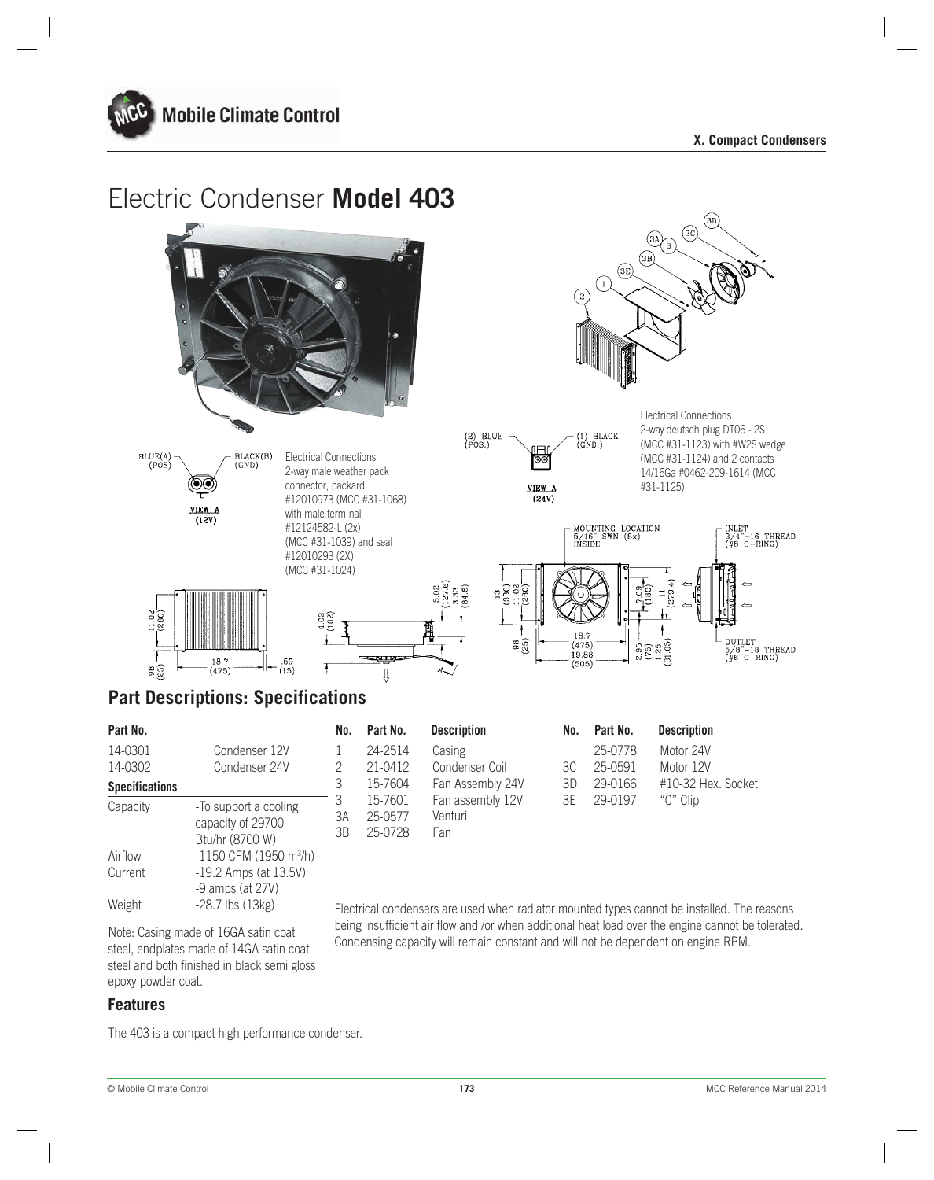X. Compact Condensers

# Electric Condenser **Model 403**

Electrical Connections
2-way deutsch plug DT06 - 2S (MCC #31-1123) with #W2S wedge (MCC #31-1124) and 2 contacts 14/16Ga #0462-209-1614 (MCC #31-1125)

Electrical Connections
2-way male weather pack connector, packard #12010973 (MCC #31-1068) with male terminal #12124582-L (2x) (MCC #31-1039) and seal #12010293 (2X) (MCC #31-1024)

## Part Descriptions: Specifications

| Part No. | |
|---|---|
| 14-0301 | Condenser 12V |
| 14-0302 | Condenser 24V |

**Specifications**

| | |
|---|---|
| Capacity | -To support a cooling capacity of 29700 Btu/hr (8700 W) |
| Airflow | -1150 CFM (1950 $m^3$/h) |
| Current | -19.2 Amps (at 13.5V) -9 amps (at 27V) |
| Weight | -28.7 lbs (13kg) |

Note: Casing made of 16GA satin coat steel, endplates made of 14GA satin coat steel and both finished in black semi gloss epoxy powder coat.

| No. | Part No. | Description |
|---|---|---|
| 1 | 24-2514 | Casing |
| 2 | 21-0412 | Condenser Coil |
| 3 | 15-7604 | Fan Assembly 24V |
| 3 | 15-7601 | Fan assembly 12V |
| 3A | 25-0577 | Venturi |
| 3B | 25-0728 | Fan |
| | 25-0778 | Motor 24V |
| 3C | 25-0591 | Motor 12V |
| 3D | 29-0166 | #10-32 Hex. Socket |
| 3E | 29-0197 | "C" Clip |

Electrical condensers are used when radiator mounted types cannot be installed. The reasons being insufficient air flow and /or when additional heat load over the engine cannot be tolerated. Condensing capacity will remain constant and will not be dependent on engine RPM.

### Features

The 403 is a compact high performance condenser.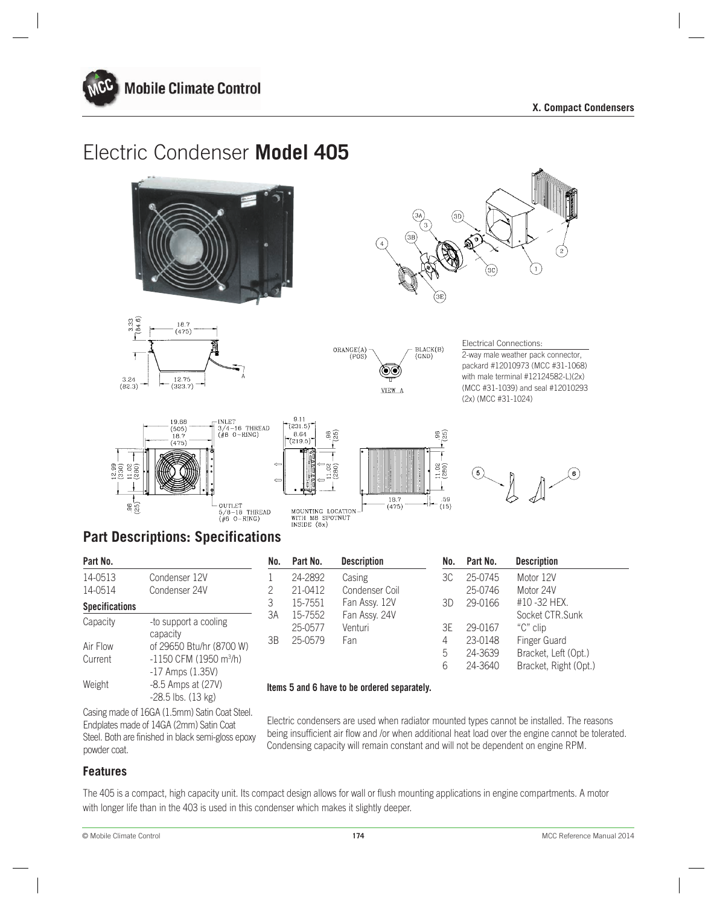# Electric Condenser **Model 405**

Electrical Connections:
2-way male weather pack connector, packard #12010973 (MCC #31-1068) with male terminal #12124582-L)(2x) (MCC #31-1039) and seal #12010293 (2x) (MCC #31-1024)

## Part Descriptions: Specifications

| Part No. | |
|---|---|
| 14-0513 | Condenser 12V |
| 14-0514 | Condenser 24V |

**Specifications**

| | |
|---|---|
| Capacity | -to support a cooling capacity of 29650 Btu/hr (8700 W) |
| Air Flow | -1150 CFM (1950 m³/h) |
| Current | -17 Amps (1.35V) -8.5 Amps at (27V) |
| Weight | -28.5 lbs. (13 kg) |

Casing made of 16GA (1.5mm) Satin Coat Steel. Endplates made of 14GA (2mm) Satin Coat Steel. Both are finished in black semi-gloss epoxy powder coat.

| No. | Part No. | Description |
|---|---|---|
| 1 | 24-2892 | Casing |
| 2 | 21-0412 | Condenser Coil |
| 3 | 15-7551 | Fan Assy. 12V |
| 3A | 15-7552 | Fan Assy. 24V |
| | 25-0577 | Venturi |
| 3B | 25-0579 | Fan |
| 3C | 25-0745 | Motor 12V |
| | 25-0746 | Motor 24V |
| 3D | 29-0166 | #10 -32 HEX. Socket CTR.Sunk |
| 3E | 29-0167 | "C" clip |
| 4 | 23-0148 | Finger Guard |
| 5 | 24-3639 | Bracket, Left (Opt.) |
| 6 | 24-3640 | Bracket, Right (Opt.) |

**Items 5 and 6 have to be ordered separately.**

Electric condensers are used when radiator mounted types cannot be installed. The reasons being insufficient air flow and /or when additional heat load over the engine cannot be tolerated. Condensing capacity will remain constant and will not be dependent on engine RPM.

## Features

The 405 is a compact, high capacity unit. Its compact design allows for wall or flush mounting applications in engine compartments. A motor with longer life than in the 403 is used in this condenser which makes it slightly deeper.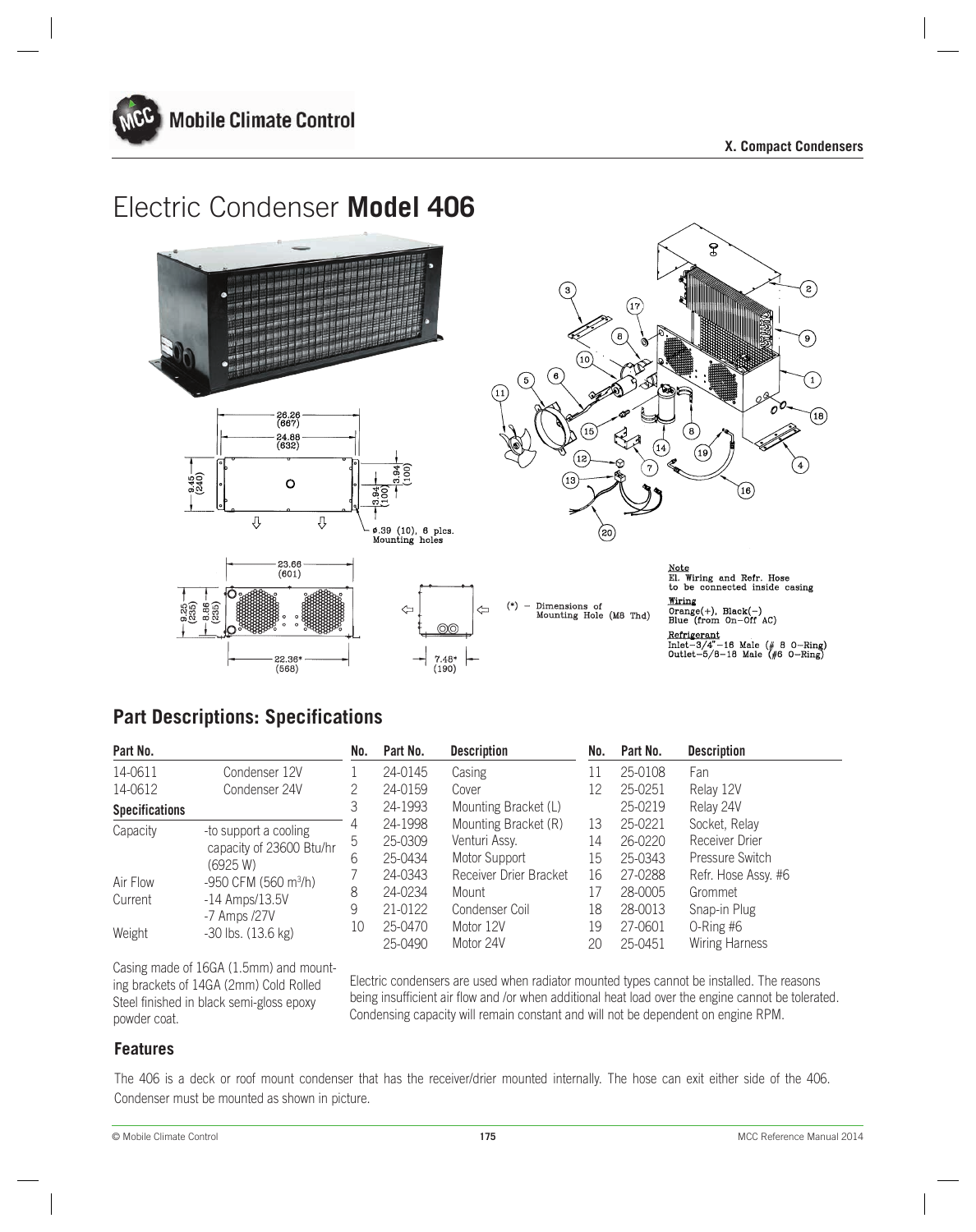X. Compact Condensers

# Electric Condenser **Model 406**

Note
El. Wiring and Refr. Hose to be connected inside casing

Wiring
Orange(+), Black(−)
Blue (from On-Off AC)

Refrigerant
Inlet−3/4"−16 Male (# 8 O−Ring)
Outlet−5/8−18 Male (#6 O−Ring)

(*) − Dimensions of Mounting Hole (M8 Thd)

ø.39 (10), 6 plcs. Mounting holes

## Part Descriptions: Specifications

| Part No. | |
|---|---|
| 14-0611 | Condenser 12V |
| 14-0612 | Condenser 24V |
| **Specifications** | |
| Capacity | -to support a cooling capacity of 23600 Btu/hr (6925 W) |
| Air Flow | -950 CFM (560 $m^3$/h) |
| Current | -14 Amps/13.5V<br>-7 Amps /27V |
| Weight | -30 lbs. (13.6 kg) |

| No. | Part No. | Description |
|---|---|---|
| 1 | 24-0145 | Casing |
| 2 | 24-0159 | Cover |
| 3 | 24-1993 | Mounting Bracket (L) |
| 4 | 24-1998 | Mounting Bracket (R) |
| 5 | 25-0309 | Venturi Assy. |
| 6 | 25-0434 | Motor Support |
| 7 | 24-0343 | Receiver Drier Bracket |
| 8 | 24-0234 | Mount |
| 9 | 21-0122 | Condenser Coil |
| 10 | 25-0470 | Motor 12V |
| | 25-0490 | Motor 24V |
| 11 | 25-0108 | Fan |
| 12 | 25-0251 | Relay 12V |
| | 25-0219 | Relay 24V |
| 13 | 25-0221 | Socket, Relay |
| 14 | 26-0220 | Receiver Drier |
| 15 | 25-0343 | Pressure Switch |
| 16 | 27-0288 | Refr. Hose Assy. #6 |
| 17 | 28-0005 | Grommet |
| 18 | 28-0013 | Snap-in Plug |
| 19 | 27-0601 | O-Ring #6 |
| 20 | 25-0451 | Wiring Harness |

Casing made of 16GA (1.5mm) and mounting brackets of 14GA (2mm) Cold Rolled Steel finished in black semi-gloss epoxy powder coat.

Electric condensers are used when radiator mounted types cannot be installed. The reasons being insufficient air flow and /or when additional heat load over the engine cannot be tolerated. Condensing capacity will remain constant and will not be dependent on engine RPM.

### Features

The 406 is a deck or roof mount condenser that has the receiver/drier mounted internally. The hose can exit either side of the 406. Condenser must be mounted as shown in picture.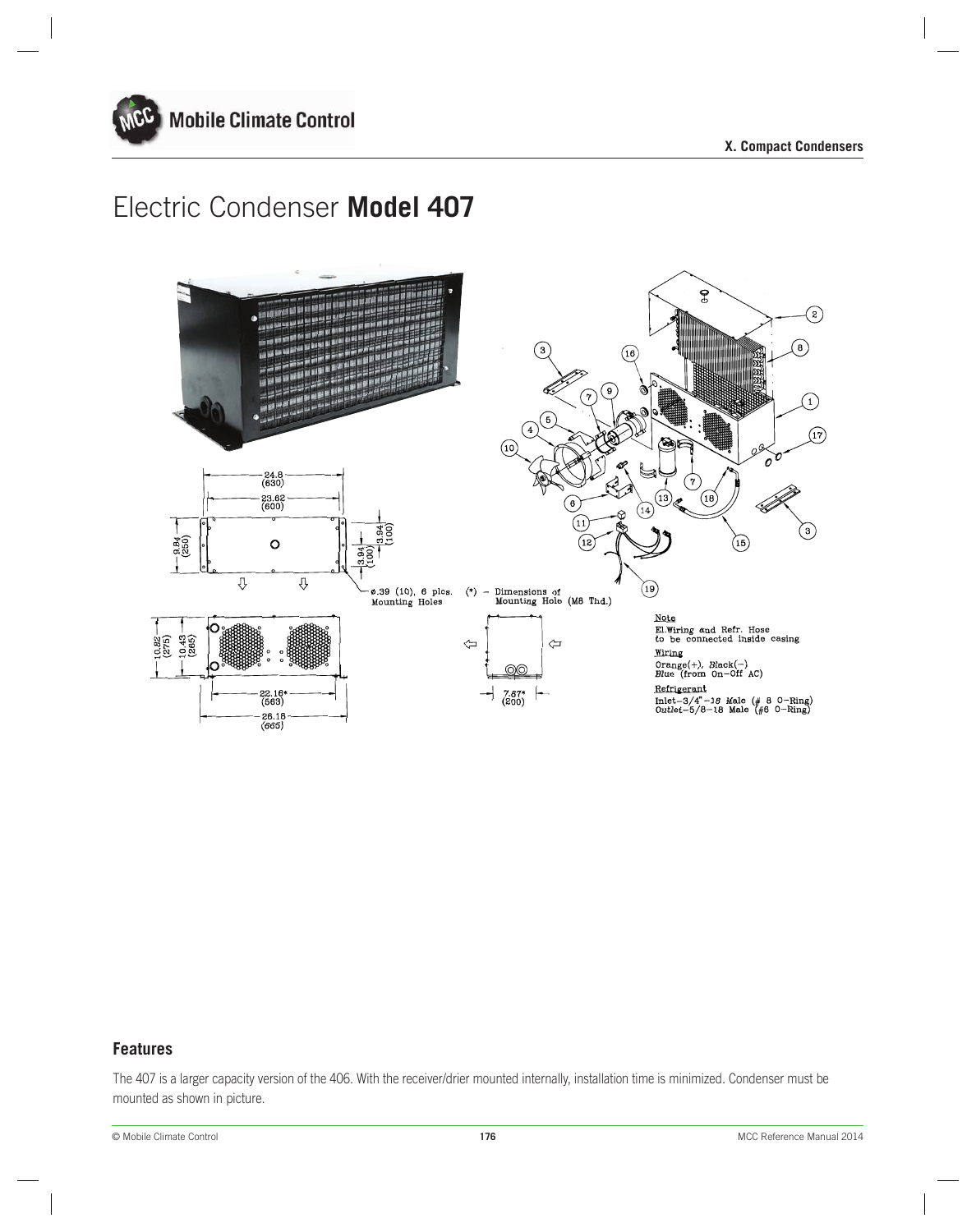# Electric Condenser **Model 407**

24.8 (630)

23.62 (600)

9.84 (250)

3.94 (100)

3.94 (100)

ø.39 (10), 6 plcs. Mounting Holes

(*) – Dimensions of Mounting Hole (M8 Thd.)

10.82 (275)

10.43 (265)

22.16* (563)

26.18 (665)

7.87* (200)

Note
El.Wiring and Refr. Hose to be connected inside casing

Wiring
Orange(+), Black(−)
Blue (from On-Off AC)

Refrigerant
Inlet–3/4"–16 Male (# 8 O-Ring)
Outlet–5/8–18 Male (#6 O-Ring)

## Features

The 407 is a larger capacity version of the 406. With the receiver/drier mounted internally, installation time is minimized. Condenser must be mounted as shown in picture.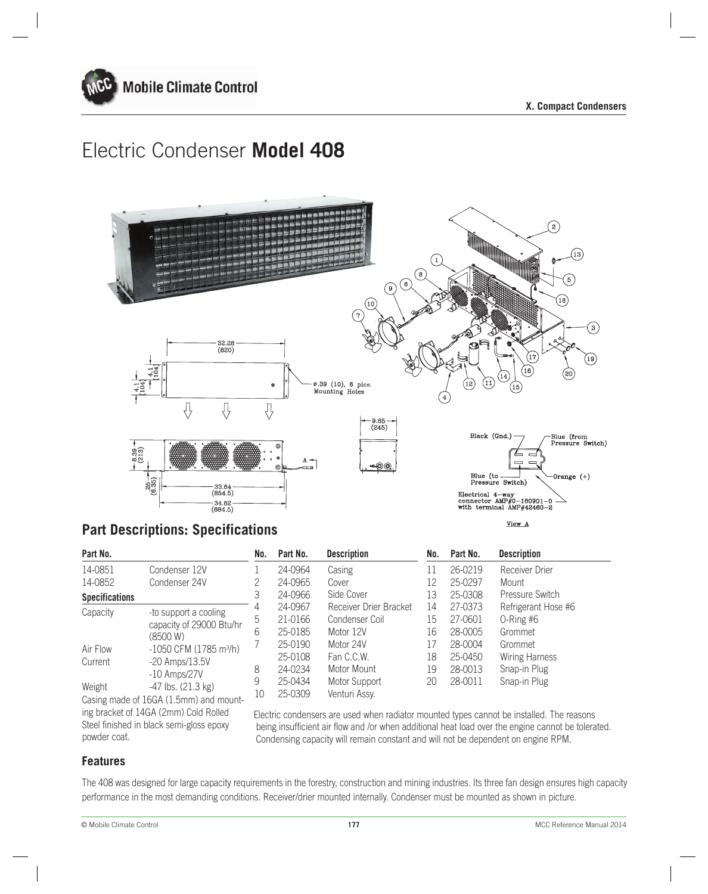X. Compact Condensers

# Electric Condenser **Model 408**

## Part Descriptions: Specifications

| Part No. | |
|---|---|
| 14-0851 | Condenser 12V |
| 14-0852 | Condenser 24V |

**Specifications**

| | |
|---|---|
| Capacity | -to support a cooling capacity of 29000 Btu/hr (8500 W) |
| Air Flow | -1050 CFM (1785 m³/h) |
| Current | -20 Amps/13.5V<br>-10 Amps/27V |
| Weight | -47 lbs. (21.3 kg) |

Casing made of 16GA (1.5mm) and mounting bracket of 14GA (2mm) Cold Rolled Steel finished in black semi-gloss epoxy powder coat.

| No. | Part No. | Description |
|---|---|---|
| 1 | 24-0964 | Casing |
| 2 | 24-0965 | Cover |
| 3 | 24-0966 | Side Cover |
| 4 | 24-0967 | Receiver Drier Bracket |
| 5 | 21-0166 | Condenser Coil |
| 6 | 25-0185 | Motor 12V |
| 7 | 25-0190 | Motor 24V |
| | 25-0108 | Fan C.C.W. |
| 8 | 24-0234 | Motor Mount |
| 9 | 25-0434 | Motor Support |
| 10 | 25-0309 | Venturi Assy. |
| 11 | 26-0219 | Receiver Drier |
| 12 | 25-0297 | Mount |
| 13 | 25-0308 | Pressure Switch |
| 14 | 27-0373 | Refrigerant Hose #6 |
| 15 | 27-0601 | O-Ring #6 |
| 16 | 28-0005 | Grommet |
| 17 | 28-0004 | Grommet |
| 18 | 25-0450 | Wiring Harness |
| 19 | 28-0013 | Snap-in Plug |
| 20 | 28-0011 | Snap-in Plug |

Electric condensers are used when radiator mounted types cannot be installed. The reasons being insufficient air flow and /or when additional heat load over the engine cannot be tolerated. Condensing capacity will remain constant and will not be dependent on engine RPM.

## Features

The 408 was designed for large capacity requirements in the forestry, construction and mining industries. Its three fan design ensures high capacity performance in the most demanding conditions. Receiver/drier mounted internally. Condenser must be mounted as shown in picture.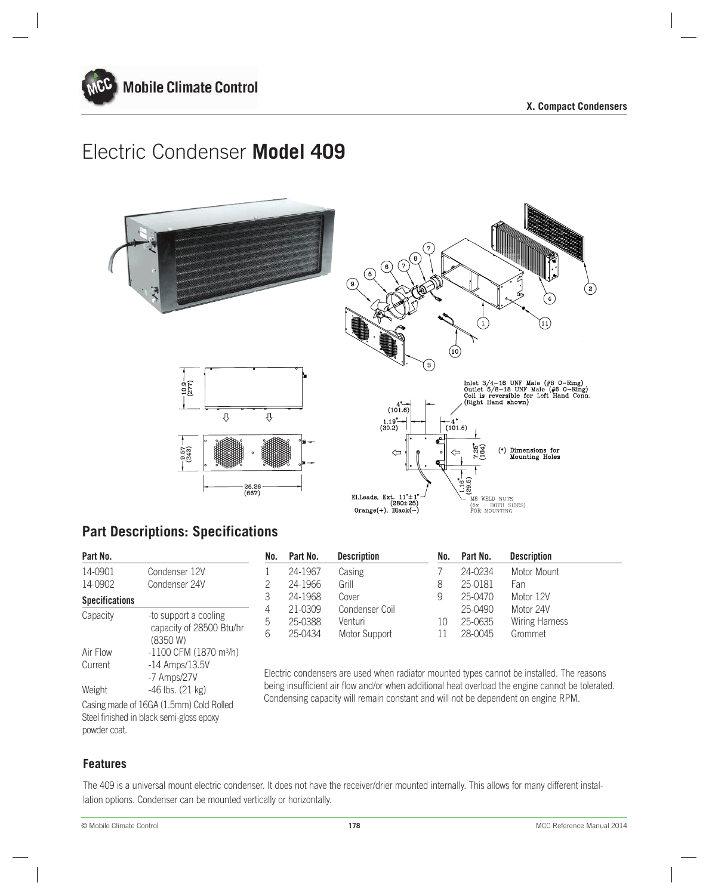X. Compact Condensers

# Electric Condenser **Model 409**

Inlet 3/4–16 UNF Male (#8 O-Ring)
Outlet 5/8–18 UNF Male (#6 O-Ring)
Coil is reversible for Left Hand Conn.
(Right Hand shown)

(*) Dimensions for Mounting Holes

El.Leads, Ext. 11" ± 1" (280 ± 25)
Orange(+), Black(–)

M8 WELD NUTS (6x – BOTH SIDES) FOR MOUNTING

## Part Descriptions: Specifications

| Part No. | |
|---|---|
| 14-0901 | Condenser 12V |
| 14-0902 | Condenser 24V |

**Specifications**

| | |
|---|---|
| Capacity | -to support a cooling capacity of 28500 Btu/hr (8350 W) |
| Air Flow | -1100 CFM (1870 $m^3$/h) |
| Current | -14 Amps/13.5V<br>-7 Amps/27V |
| Weight | -46 lbs. (21 kg) |

Casing made of 16GA (1.5mm) Cold Rolled Steel finished in black semi-gloss epoxy powder coat.

| No. | Part No. | Description |
|---|---|---|
| 1 | 24-1967 | Casing |
| 2 | 24-1966 | Grill |
| 3 | 24-1968 | Cover |
| 4 | 21-0309 | Condenser Coil |
| 5 | 25-0388 | Venturi |
| 6 | 25-0434 | Motor Support |
| 7 | 24-0234 | Motor Mount |
| 8 | 25-0181 | Fan |
| 9 | 25-0470 | Motor 12V |
| | 25-0490 | Motor 24V |
| 10 | 25-0635 | Wiring Harness |
| 11 | 28-0045 | Grommet |

Electric condensers are used when radiator mounted types cannot be installed. The reasons being insufficient air flow and/or when additional heat overload the engine cannot be tolerated. Condensing capacity will remain constant and will not be dependent on engine RPM.

### Features

The 409 is a universal mount electric condenser. It does not have the receiver/drier mounted internally. This allows for many different installation options. Condenser can be mounted vertically or horizontally.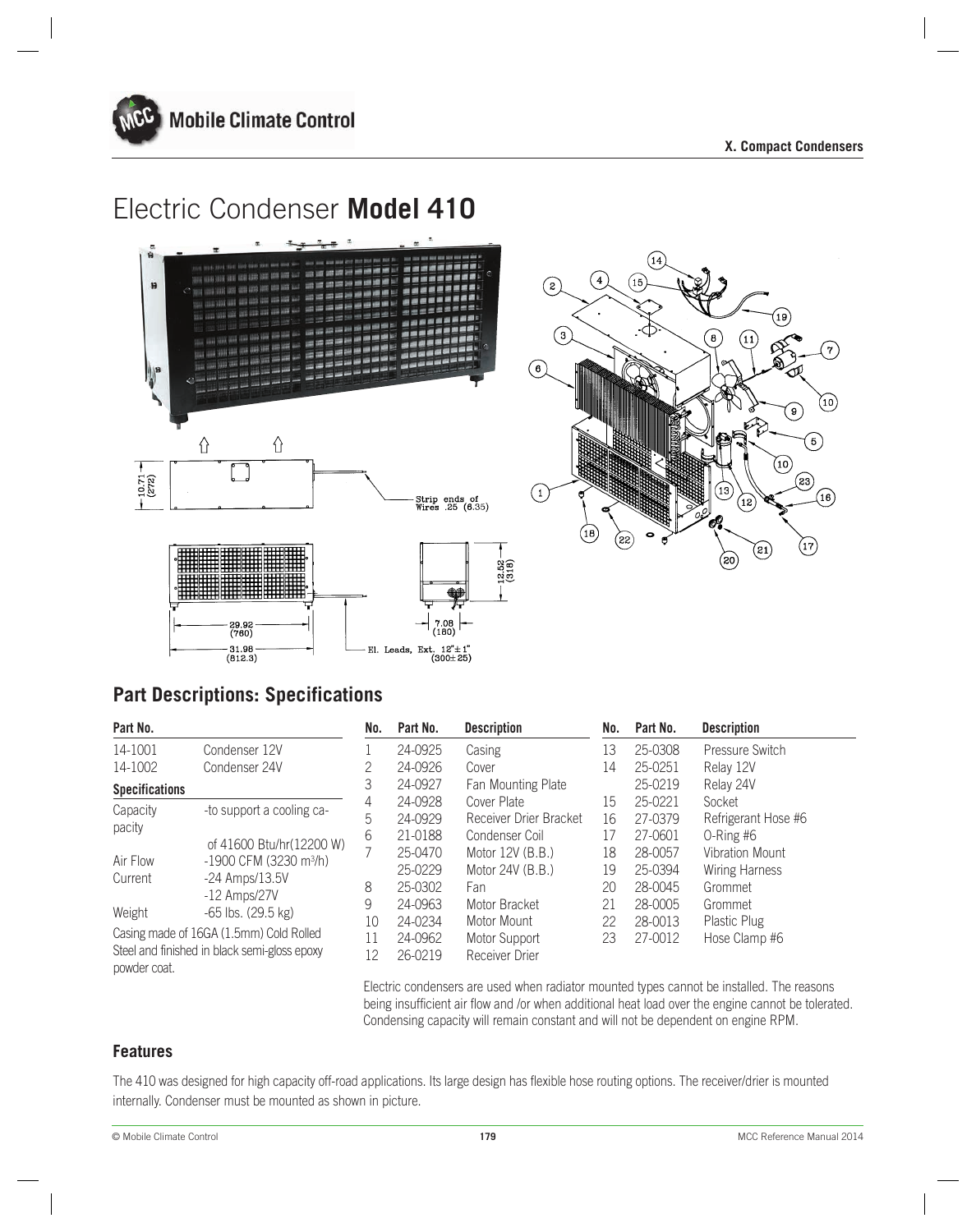X. Compact Condensers

# Electric Condenser **Model 410**

## Part Descriptions: Specifications

| Part No. | |
|---|---|
| 14-1001 | Condenser 12V |
| 14-1002 | Condenser 24V |

**Specifications**

| | |
|---|---|
| Capacity | -to support a cooling capacity of 41600 Btu/hr(12200 W) |
| Air Flow | -1900 CFM (3230 m³/h) |
| Current | -24 Amps/13.5V |
| | -12 Amps/27V |
| Weight | -65 lbs. (29.5 kg) |

Casing made of 16GA (1.5mm) Cold Rolled Steel and finished in black semi-gloss epoxy powder coat.

| No. | Part No. | Description |
|---|---|---|
| 1 | 24-0925 | Casing |
| 2 | 24-0926 | Cover |
| 3 | 24-0927 | Fan Mounting Plate |
| 4 | 24-0928 | Cover Plate |
| 5 | 24-0929 | Receiver Drier Bracket |
| 6 | 21-0188 | Condenser Coil |
| 7 | 25-0470 | Motor 12V (B.B.) |
| | 25-0229 | Motor 24V (B.B.) |
| 8 | 25-0302 | Fan |
| 9 | 24-0963 | Motor Bracket |
| 10 | 24-0234 | Motor Mount |
| 11 | 24-0962 | Motor Support |
| 12 | 26-0219 | Receiver Drier |
| 13 | 25-0308 | Pressure Switch |
| 14 | 25-0251 | Relay 12V |
| | 25-0219 | Relay 24V |
| 15 | 25-0221 | Socket |
| 16 | 27-0379 | Refrigerant Hose #6 |
| 17 | 27-0601 | O-Ring #6 |
| 18 | 28-0057 | Vibration Mount |
| 19 | 25-0394 | Wiring Harness |
| 20 | 28-0045 | Grommet |
| 21 | 28-0005 | Grommet |
| 22 | 28-0013 | Plastic Plug |
| 23 | 27-0012 | Hose Clamp #6 |

Electric condensers are used when radiator mounted types cannot be installed. The reasons being insufficient air flow and /or when additional heat load over the engine cannot be tolerated. Condensing capacity will remain constant and will not be dependent on engine RPM.

## Features

The 410 was designed for high capacity off-road applications. Its large design has flexible hose routing options. The receiver/drier is mounted internally. Condenser must be mounted as shown in picture.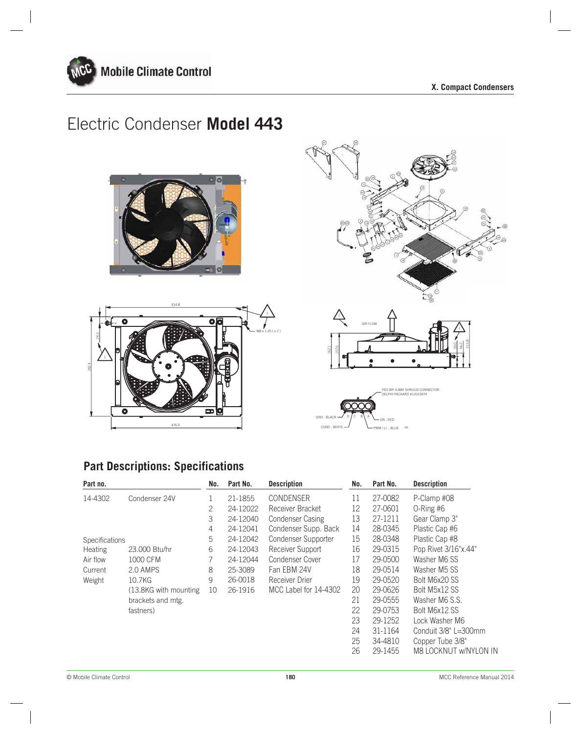X. Compact Condensers

# Electric Condenser **Model 443**

## Part Descriptions: Specifications

| Part no. | | No. | Part No. | Description | No. | Part No. | Description |
|---|---|---|---|---|---|---|---|
| 14-4302 | Condenser 24V | 1 | 21-1855 | CONDENSER | 11 | 27-0082 | P-Clamp #08 |
| | | 2 | 24-12022 | Receiver Bracket | 12 | 27-0601 | O-Ring #6 |
| | | 3 | 24-12040 | Condenser Casing | 13 | 27-1211 | Gear Clamp 3" |
| | | 4 | 24-12041 | Condenser Supp. Back | 14 | 28-0345 | Plastic Cap #6 |
| Specifications | | 5 | 24-12042 | Condenser Supporter | 15 | 28-0348 | Plastic Cap #8 |
| Heating | 23.000 Btu/hr | 6 | 24-12043 | Receiver Support | 16 | 29-0315 | Pop Rivet 3/16"x.44" |
| Air flow | 1000 CFM | 7 | 24-12044 | Condenser Cover | 17 | 29-0500 | Washer M6 SS |
| Current | 2.0 AMPS | 8 | 25-3089 | Fan EBM 24V | 18 | 29-0514 | Washer M5 SS |
| Weight | 10.7KG | 9 | 26-0018 | Receiver Drier | 19 | 29-0520 | Bolt M6x20 SS |
| | (13.8KG with mounting brackets and mtg. fastners) | 10 | 26-1916 | MCC Label for 14-4302 | 20 | 29-0626 | Bolt M5x12 SS |
| | | | | | 21 | 29-0555 | Washer M6 S.S. |
| | | | | | 22 | 29-0753 | Bolt M6x12 SS |
| | | | | | 23 | 29-1252 | Lock Washer M6 |
| | | | | | 24 | 31-1164 | Conduit 3/8" L=300mm |
| | | | | | 25 | 34-4810 | Copper Tube 3/8" |
| | | | | | 26 | 29-1455 | M8 LOCKNUT w/NYLON IN |

© Mobile Climate Control MCC Reference Manual 2014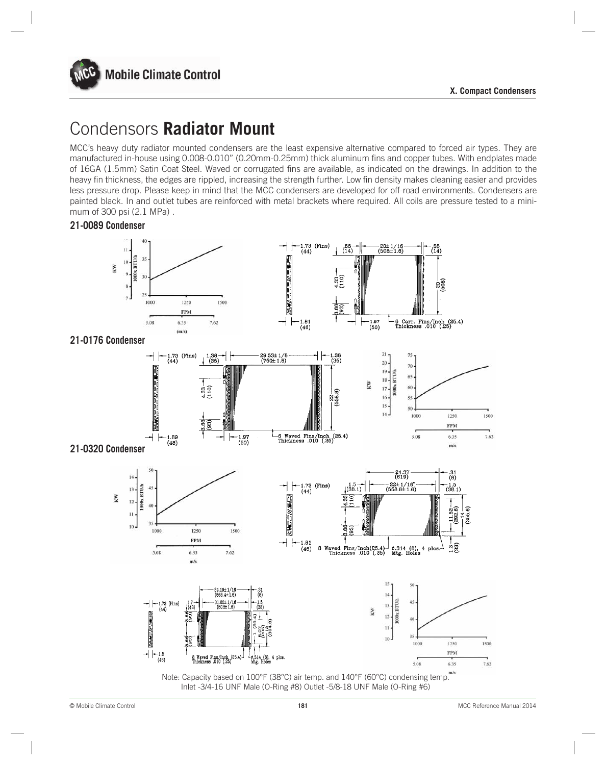X. Compact Condensers

# Condensors **Radiator Mount**

MCC's heavy duty radiator mounted condensers are the least expensive alternative compared to forced air types. They are manufactured in-house using 0.008-0.010" (0.20mm-0.25mm) thick aluminum fins and copper tubes. With endplates made of 16GA (1.5mm) Satin Coat Steel. Waved or corrugated fins are available, as indicated on the drawings. In addition to the heavy fin thickness, the edges are rippled, increasing the strength further. Low fin density makes cleaning easier and provides less pressure drop. Please keep in mind that the MCC condensers are developed for off-road environments. Condensers are painted black. In and outlet tubes are reinforced with metal brackets where required. All coils are pressure tested to a minimum of 300 psi (2.1 MPa) .

### 21-0089 Condenser

### 21-0176 Condenser

### 21-0320 Condenser

Note: Capacity based on 100°F (38°C) air temp. and 140°F (60°C) condensing temp.
Inlet -3/4-16 UNF Male (O-Ring #8) Outlet -5/8-18 UNF Male (O-Ring #6)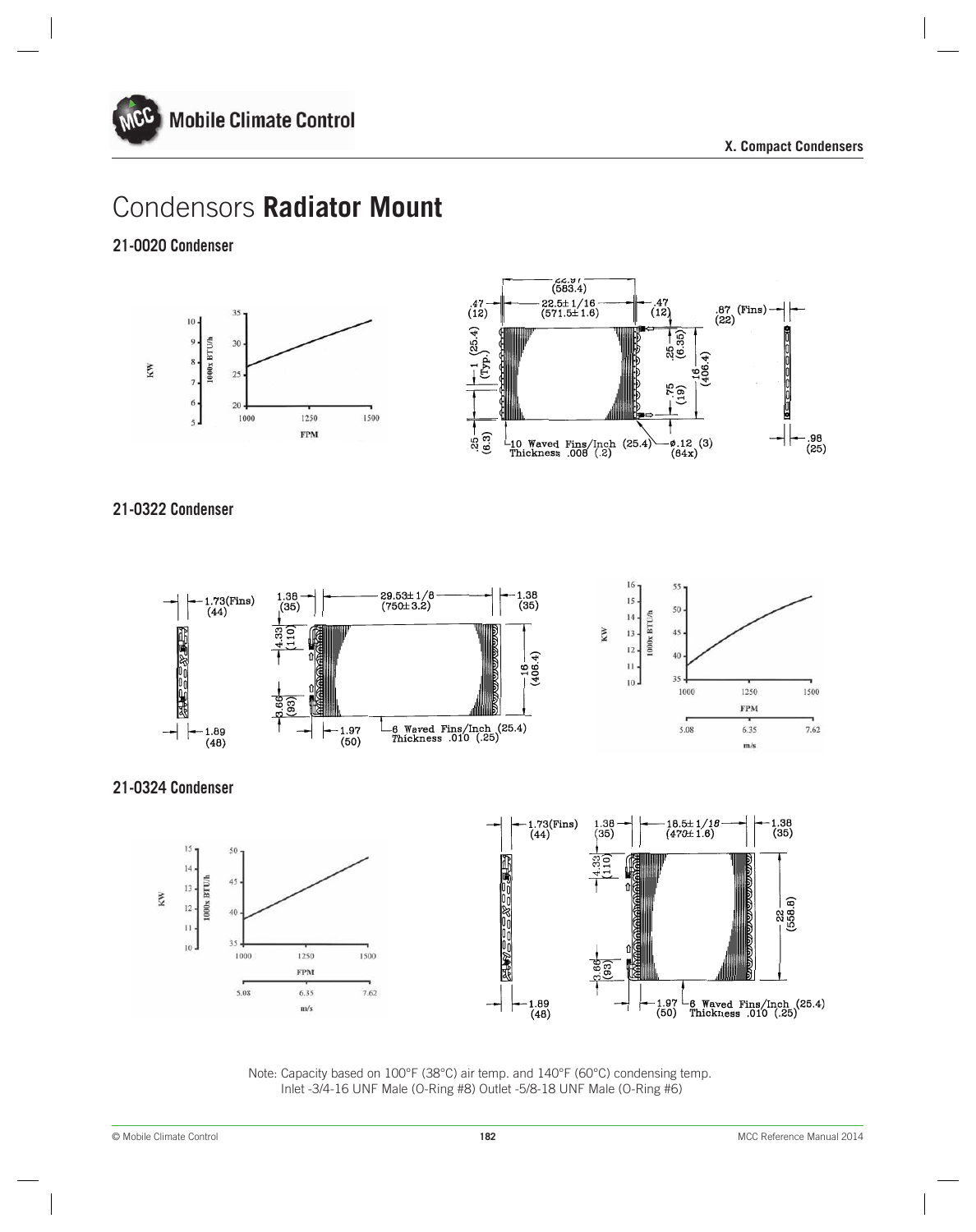# Condensors **Radiator Mount**

## 21-0020 Condenser

KW
1000x BTU/h
10
9
8
7
6
5
35
30
25
20
1000
1250
1500
FPM

22.97
(583.4)
.47
(12)
22.5± 1/16
(571.5± 1.6)
.47
(12)
.87 (Fins)
(22)
1 (25.4)
(Typ.)
.25
(6.35)
16
(406.4)
.75
(19)
.25
(6.3)
10 Waved Fins/Inch (25.4)
Thickness .008 (.2)
ø.12 (3)
(64x)
.98
(25)

## 21-0322 Condenser

1.73(Fins)
(44)
1.38
(35)
29.53± 1/8
(750± 3.2)
1.38
(35)
4.33
(110)
16
(406.4)
3.66
(93)
1.89
(48)
1.97
(50)
6 Waved Fins/Inch (25.4)
Thickness .010 (.25)

KW
1000x BTU/h
16
15
14
13
12
11
10
55
50
45
40
35
1000
1250
1500
FPM
5.08
6.35
7.62
m/s

## 21-0324 Condenser

KW
1000x BTU/h
15
14
13
12
11
10
50
45
40
35
1000
1250
1500
FPM
5.08
6.35
7.62
m/s

1.73(Fins)
(44)
1.38
(35)
18.5± 1/18
(470± 1.6)
1.38
(35)
4.33
(110)
22
(558.8)
3.66
(93)
1.89
(48)
1.97
(50)
6 Waved Fins/Inch (25.4)
Thickness .010 (.25)

Note: Capacity based on 100°F (38°C) air temp. and 140°F (60°C) condensing temp.
Inlet -3/4-16 UNF Male (O-Ring #8) Outlet -5/8-18 UNF Male (O-Ring #6)